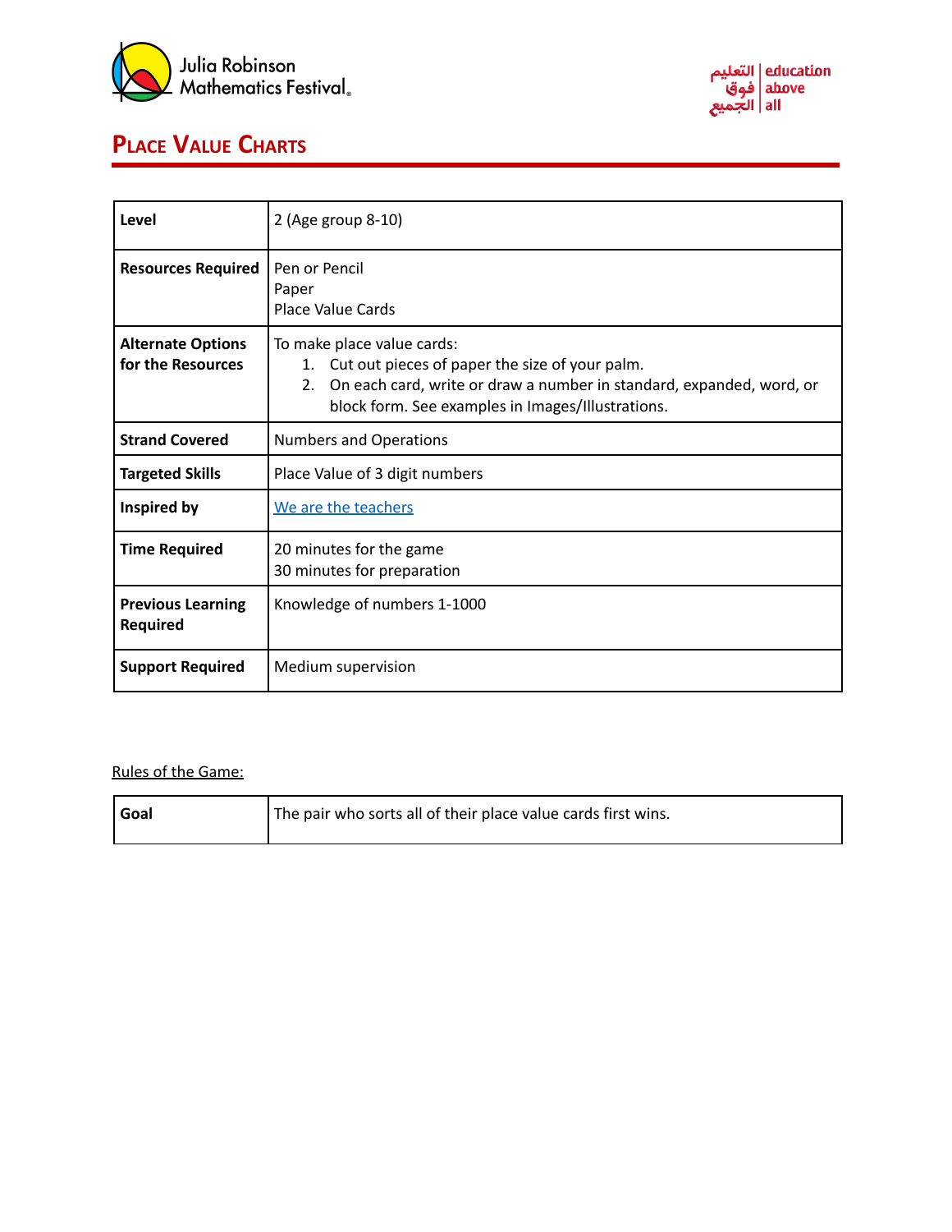# Place Value Charts

| Level | 2 (Age group 8-10) |
|---|---|
| Resources Required | Pen or Pencil<br>Paper<br>Place Value Cards |
| Alternate Options for the Resources | To make place value cards:<br>1. Cut out pieces of paper the size of your palm.<br>2. On each card, write or draw a number in standard, expanded, word, or block form. See examples in Images/Illustrations. |
| Strand Covered | Numbers and Operations |
| Targeted Skills | Place Value of 3 digit numbers |
| Inspired by | [We are the teachers] |
| Time Required | 20 minutes for the game<br>30 minutes for preparation |
| Previous Learning Required | Knowledge of numbers 1-1000 |
| Support Required | Medium supervision |

Rules of the Game:

| Goal | The pair who sorts all of their place value cards first wins. |
|---|---|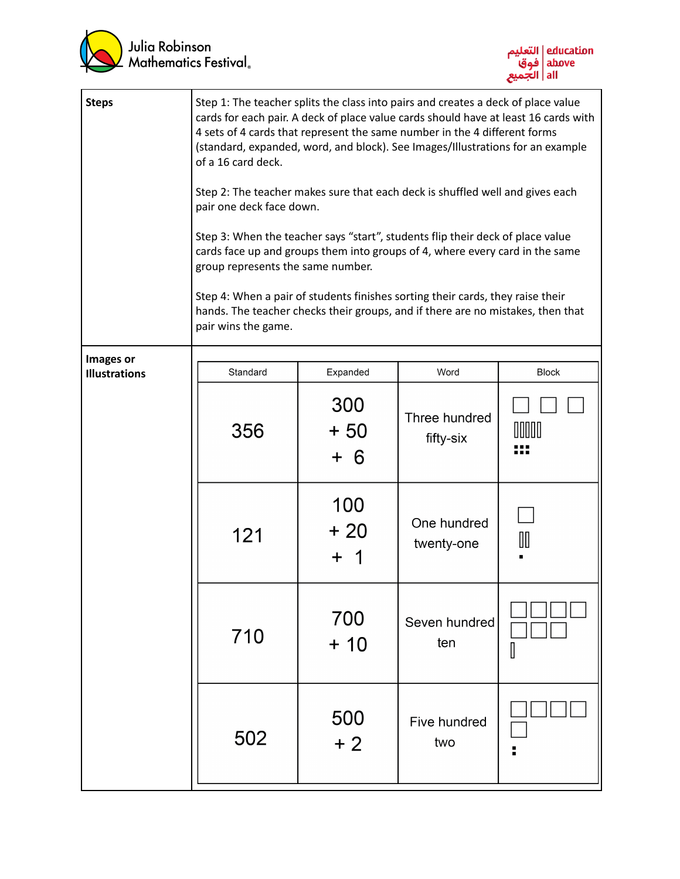| Steps | |
|---|---|
| **Steps** | Step 1: The teacher splits the class into pairs and creates a deck of place value cards for each pair. A deck of place value cards should have at least 16 cards with 4 sets of 4 cards that represent the same number in the 4 different forms (standard, expanded, word, and block). See Images/Illustrations for an example of a 16 card deck.<br><br>Step 2: The teacher makes sure that each deck is shuffled well and gives each pair one deck face down.<br><br>Step 3: When the teacher says "start", students flip their deck of place value cards face up and groups them into groups of 4, where every card in the same group represents the same number.<br><br>Step 4: When a pair of students finishes sorting their cards, they raise their hands. The teacher checks their groups, and if there are no mistakes, then that pair wins the game. |
| **Images or Illustrations** | (see table below) |

| Standard | Expanded | Word | Block |
|---|---|---|---|
| 356 | 300 + 50 + 6 | Three hundred fifty-six | 3 hundreds blocks, 5 tens rods, 6 unit cubes |
| 121 | 100 + 20 + 1 | One hundred twenty-one | 1 hundreds block, 2 tens rods, 1 unit cube |
| 710 | 700 + 10 | Seven hundred ten | 7 hundreds blocks, 1 tens rod |
| 502 | 500 + 2 | Five hundred two | 5 hundreds blocks, 2 unit cubes |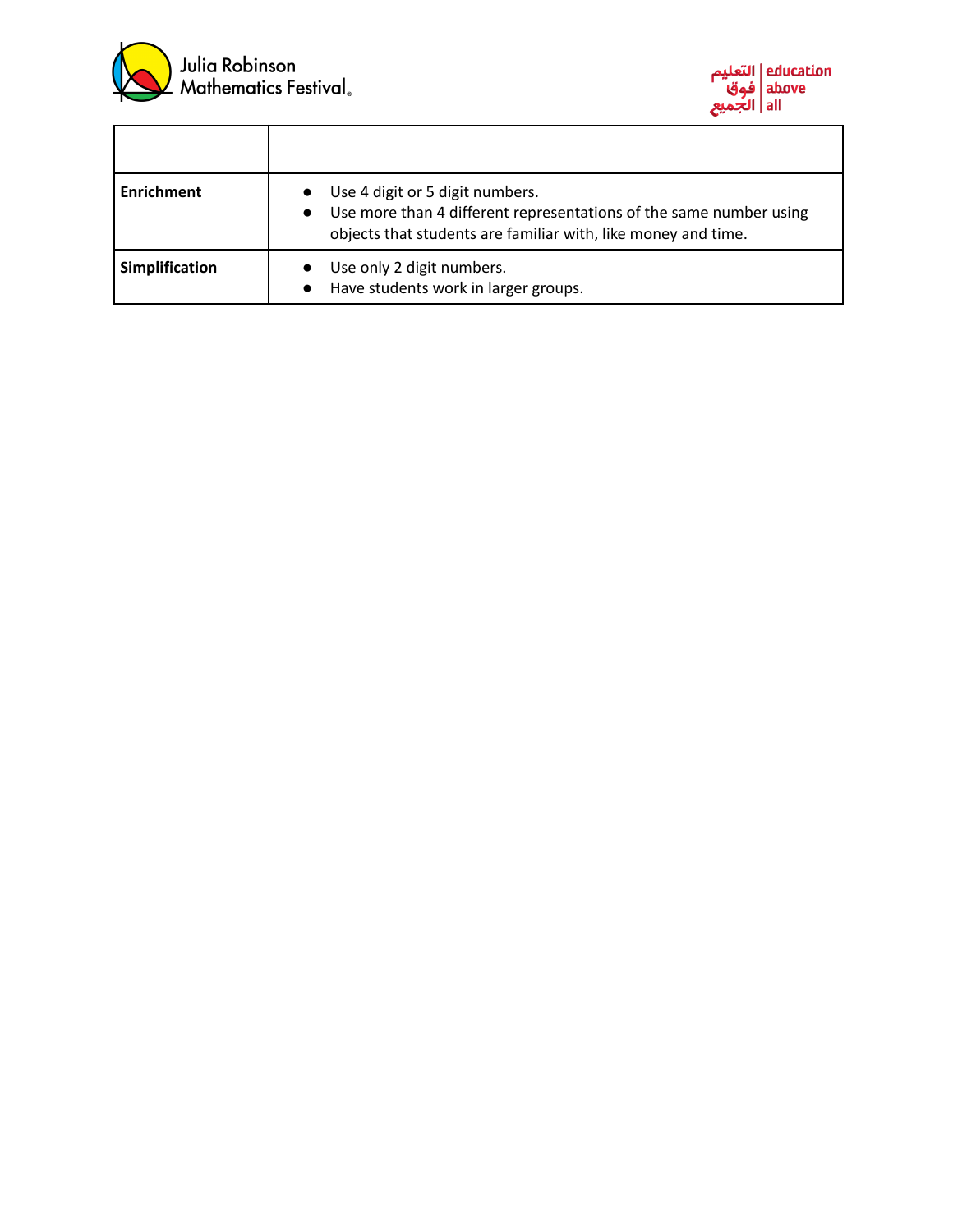| | |
|---|---|
| **Enrichment** | • Use 4 digit or 5 digit numbers.<br>• Use more than 4 different representations of the same number using objects that students are familiar with, like money and time. |
| **Simplification** | • Use only 2 digit numbers.<br>• Have students work in larger groups. |